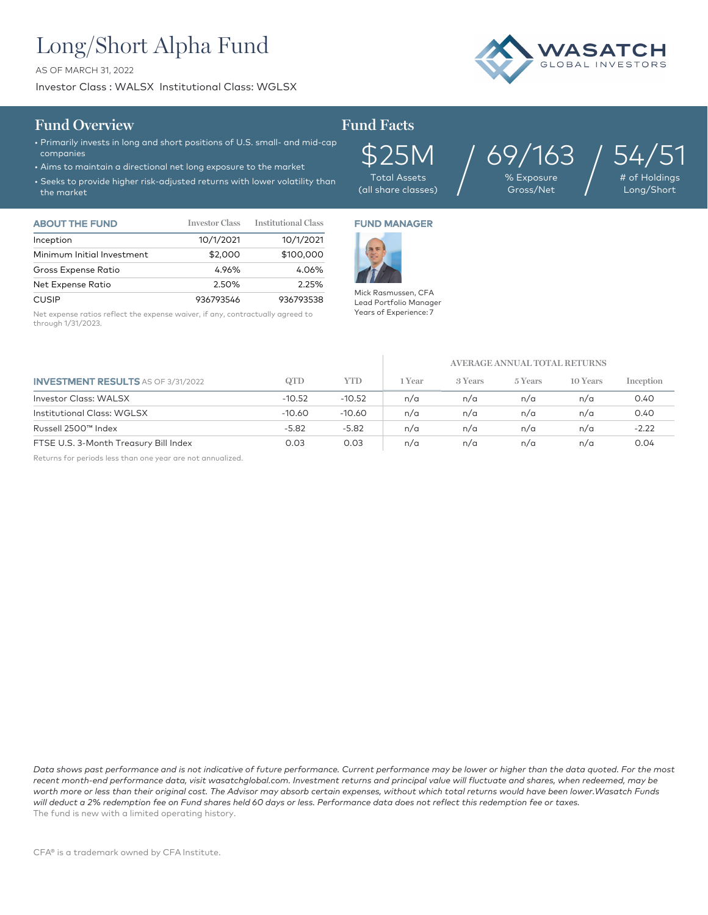# Long/Short Alpha Fund

AS OF MARCH 31, 2022

Investor Class : WALSX Institutional Class: WGLSX

WASATCH GLOBAL INVESTORS

## Fund Overview

- Primarily invests in long and short positions of U.S. small- and mid-cap companies
- Aims to maintain a directional net long exposure to the market
- Seeks to provide higher risk-adjusted returns with lower volatility than the market

## Fund Facts

| $25M | 69/163 | 54/51 |
|---|---|---|
| Total Assets (all share classes) | % Exposure Gross/Net | # of Holdings Long/Short |

| ABOUT THE FUND | Investor Class | Institutional Class |
|---|---|---|
| Inception | 10/1/2021 | 10/1/2021 |
| Minimum Initial Investment | $2,000 | $100,000 |
| Gross Expense Ratio | 4.96% | 4.06% |
| Net Expense Ratio | 2.50% | 2.25% |
| CUSIP | 936793546 | 936793538 |

Net expense ratios reflect the expense waiver, if any, contractually agreed to through 1/31/2023.

## FUND MANAGER

Mick Rasmussen, CFA
Lead Portfolio Manager
Years of Experience: 7

| | | | AVERAGE ANNUAL TOTAL RETURNS | | | | |
|---|---|---|---|---|---|---|---|
| INVESTMENT RESULTS AS OF 3/31/2022 | QTD | YTD | 1 Year | 3 Years | 5 Years | 10 Years | Inception |
| Investor Class: WALSX | -10.52 | -10.52 | n/a | n/a | n/a | n/a | 0.40 |
| Institutional Class: WGLSX | -10.60 | -10.60 | n/a | n/a | n/a | n/a | 0.40 |
| Russell 2500™ Index | -5.82 | -5.82 | n/a | n/a | n/a | n/a | -2.22 |
| FTSE U.S. 3-Month Treasury Bill Index | 0.03 | 0.03 | n/a | n/a | n/a | n/a | 0.04 |

Returns for periods less than one year are not annualized.

*Data shows past performance and is not indicative of future performance. Current performance may be lower or higher than the data quoted. For the most recent month-end performance data, visit wasatchglobal.com. Investment returns and principal value will fluctuate and shares, when redeemed, may be worth more or less than their original cost. The Advisor may absorb certain expenses, without which total returns would have been lower. Wasatch Funds will deduct a 2% redemption fee on Fund shares held 60 days or less. Performance data does not reflect this redemption fee or taxes.*

The fund is new with a limited operating history.

CFA® is a trademark owned by CFA Institute.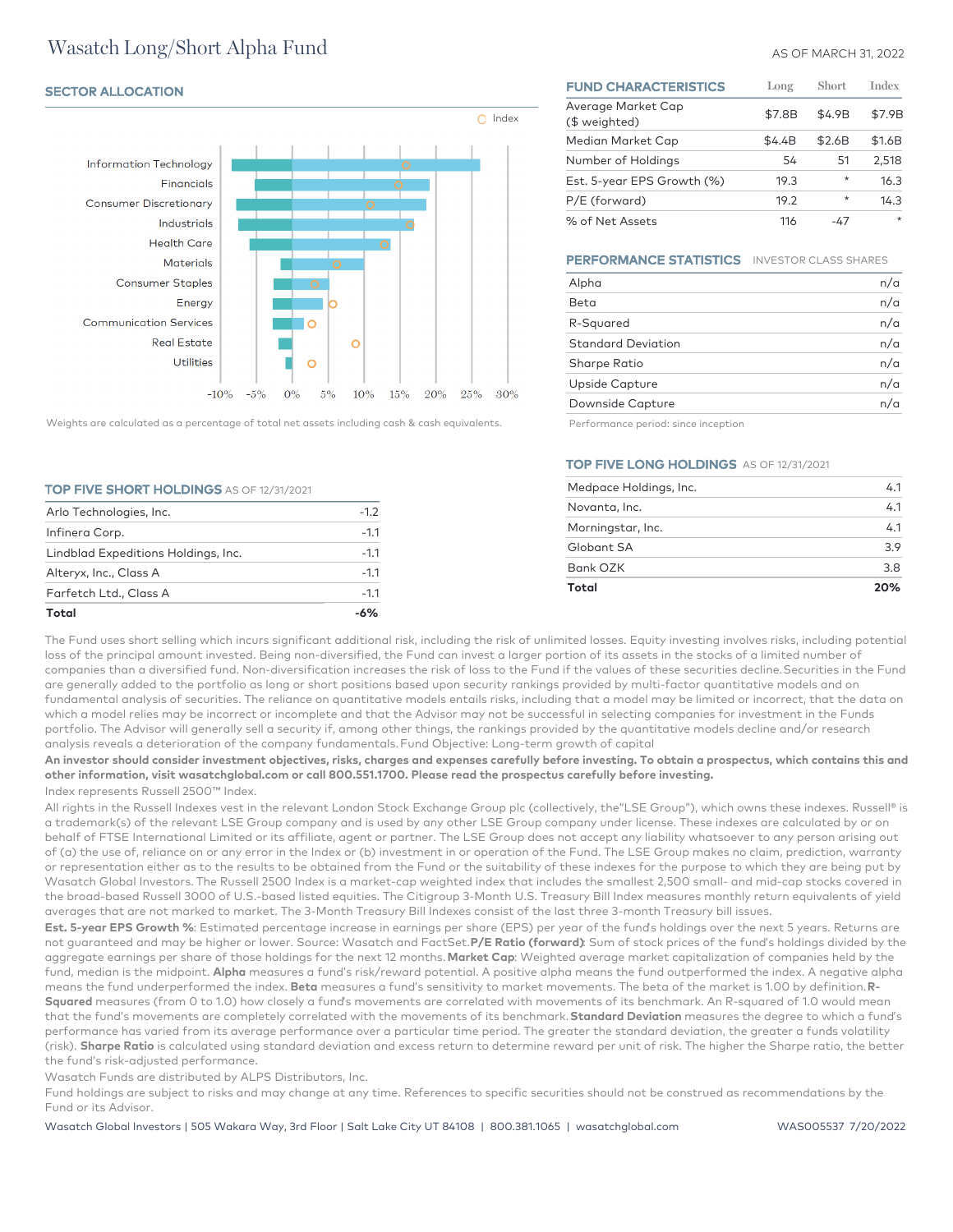# Wasatch Long/Short Alpha Fund

AS OF MARCH 31, 2022

## SECTOR ALLOCATION

Index

Information Technology
Financials
Consumer Discretionary
Industrials
Health Care
Materials
Consumer Staples
Energy
Communication Services
Real Estate
Utilities

-10% -5% 0% 5% 10% 15% 20% 25% 30%

Weights are calculated as a percentage of total net assets including cash & cash equivalents.

## FUND CHARACTERISTICS

| FUND CHARACTERISTICS | Long | Short | Index |
|---|---|---|---|
| Average Market Cap ($ weighted) | $7.8B | $4.9B | $7.9B |
| Median Market Cap | $4.4B | $2.6B | $1.6B |
| Number of Holdings | 54 | 51 | 2,518 |
| Est. 5-year EPS Growth (%) | 19.3 | * | 16.3 |
| P/E (forward) | 19.2 | * | 14.3 |
| % of Net Assets | 116 | -47 | * |

## PERFORMANCE STATISTICS INVESTOR CLASS SHARES

| | |
|---|---|
| Alpha | n/a |
| Beta | n/a |
| R-Squared | n/a |
| Standard Deviation | n/a |
| Sharpe Ratio | n/a |
| Upside Capture | n/a |
| Downside Capture | n/a |

Performance period: since inception

## TOP FIVE SHORT HOLDINGS AS OF 12/31/2021

| | |
|---|---|
| Arlo Technologies, Inc. | -1.2 |
| Infinera Corp. | -1.1 |
| Lindblad Expeditions Holdings, Inc. | -1.1 |
| Alteryx, Inc., Class A | -1.1 |
| Farfetch Ltd., Class A | -1.1 |
| **Total** | **-6%** |

## TOP FIVE LONG HOLDINGS AS OF 12/31/2021

| | |
|---|---|
| Medpace Holdings, Inc. | 4.1 |
| Novanta, Inc. | 4.1 |
| Morningstar, Inc. | 4.1 |
| Globant SA | 3.9 |
| Bank OZK | 3.8 |
| **Total** | **20%** |

The Fund uses short selling which incurs significant additional risk, including the risk of unlimited losses. Equity investing involves risks, including potential loss of the principal amount invested. Being non-diversified, the Fund can invest a larger portion of its assets in the stocks of a limited number of companies than a diversified fund. Non-diversification increases the risk of loss to the Fund if the values of these securities decline. Securities in the Fund are generally added to the portfolio as long or short positions based upon security rankings provided by multi-factor quantitative models and on fundamental analysis of securities. The reliance on quantitative models entails risks, including that a model may be limited or incorrect, that the data on which a model relies may be incorrect or incomplete and that the Advisor may not be successful in selecting companies for investment in the Funds portfolio. The Advisor will generally sell a security if, among other things, the rankings provided by the quantitative models decline and/or research analysis reveals a deterioration of the company fundamentals. Fund Objective: Long-term growth of capital

**An investor should consider investment objectives, risks, charges and expenses carefully before investing. To obtain a prospectus, which contains this and other information, visit wasatchglobal.com or call 800.551.1700. Please read the prospectus carefully before investing.**

Index represents Russell 2500™ Index.

All rights in the Russell Indexes vest in the relevant London Stock Exchange Group plc (collectively, the"LSE Group"), which owns these indexes. Russell® is a trademark(s) of the relevant LSE Group company and is used by any other LSE Group company under license. These indexes are calculated by or on behalf of FTSE International Limited or its affiliate, agent or partner. The LSE Group does not accept any liability whatsoever to any person arising out of (a) the use of, reliance on or any error in the Index or (b) investment in or operation of the Fund. The LSE Group makes no claim, prediction, warranty or representation either as to the results to be obtained from the Fund or the suitability of these indexes for the purpose to which they are being put by Wasatch Global Investors. The Russell 2500 Index is a market-cap weighted index that includes the smallest 2,500 small- and mid-cap stocks covered in the broad-based Russell 3000 of U.S.-based listed equities. The Citigroup 3-Month U.S. Treasury Bill Index measures monthly return equivalents of yield averages that are not marked to market. The 3-Month Treasury Bill Indexes consist of the last three 3-month Treasury bill issues.

**Est. 5-year EPS Growth %**: Estimated percentage increase in earnings per share (EPS) per year of the fund's holdings over the next 5 years. Returns are not guaranteed and may be higher or lower. Source: Wasatch and FactSet. **P/E Ratio (forward)**: Sum of stock prices of the fund's holdings divided by the aggregate earnings per share of those holdings for the next 12 months. **Market Cap**: Weighted average market capitalization of companies held by the fund, median is the midpoint. **Alpha** measures a fund's risk/reward potential. A positive alpha means the fund outperformed the index. A negative alpha means the fund underperformed the index. **Beta** measures a fund's sensitivity to market movements. The beta of the market is 1.00 by definition. **R-Squared** measures (from 0 to 1.0) how closely a fund's movements are correlated with movements of its benchmark. An R-squared of 1.0 would mean that the fund's movements are completely correlated with the movements of its benchmark. **Standard Deviation** measures the degree to which a fund's performance has varied from its average performance over a particular time period. The greater the standard deviation, the greater a funds volatility (risk). **Sharpe Ratio** is calculated using standard deviation and excess return to determine reward per unit of risk. The higher the Sharpe ratio, the better the fund's risk-adjusted performance.

Wasatch Funds are distributed by ALPS Distributors, Inc.

Fund holdings are subject to risks and may change at any time. References to specific securities should not be construed as recommendations by the Fund or its Advisor.

Wasatch Global Investors | 505 Wakara Way, 3rd Floor | Salt Lake City UT 84108 | 800.381.1065 | wasatchglobal.com WAS005537 7/20/2022